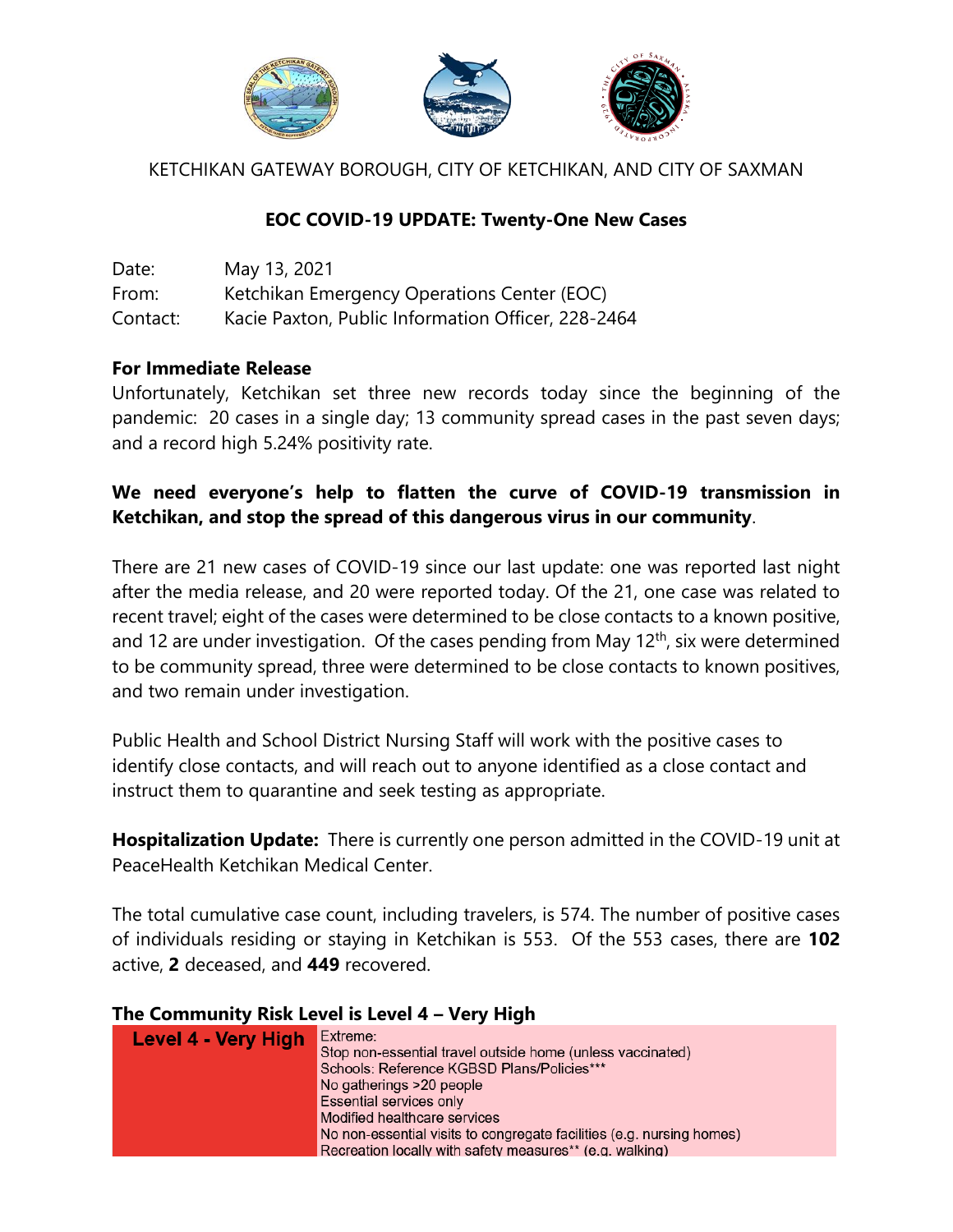KETCHIKAN GATEWAY BOROUGH, CITY OF KETCHIKAN, AND CITY OF SAXMAN

## EOC COVID-19 UPDATE: Twenty-One New Cases

Date: May 13, 2021
From: Ketchikan Emergency Operations Center (EOC)
Contact: Kacie Paxton, Public Information Officer, 228-2464

**For Immediate Release**

Unfortunately, Ketchikan set three new records today since the beginning of the pandemic: 20 cases in a single day; 13 community spread cases in the past seven days; and a record high 5.24% positivity rate.

**We need everyone's help to flatten the curve of COVID-19 transmission in Ketchikan, and stop the spread of this dangerous virus in our community**.

There are 21 new cases of COVID-19 since our last update: one was reported last night after the media release, and 20 were reported today. Of the 21, one case was related to recent travel; eight of the cases were determined to be close contacts to a known positive, and 12 are under investigation. Of the cases pending from May 12th, six were determined to be community spread, three were determined to be close contacts to known positives, and two remain under investigation.

Public Health and School District Nursing Staff will work with the positive cases to identify close contacts, and will reach out to anyone identified as a close contact and instruct them to quarantine and seek testing as appropriate.

**Hospitalization Update:** There is currently one person admitted in the COVID-19 unit at PeaceHealth Ketchikan Medical Center.

The total cumulative case count, including travelers, is 574. The number of positive cases of individuals residing or staying in Ketchikan is 553. Of the 553 cases, there are **102** active, **2** deceased, and **449** recovered.

### The Community Risk Level is Level 4 – Very High

| Level 4 - Very High | Extreme:<br>Stop non-essential travel outside home (unless vaccinated)<br>Schools: Reference KGBSD Plans/Policies***<br>No gatherings >20 people<br>Essential services only<br>Modified healthcare services<br>No non-essential visits to congregate facilities (e.g. nursing homes)<br>Recreation locally with safety measures** (e.g. walking) |
|---|---|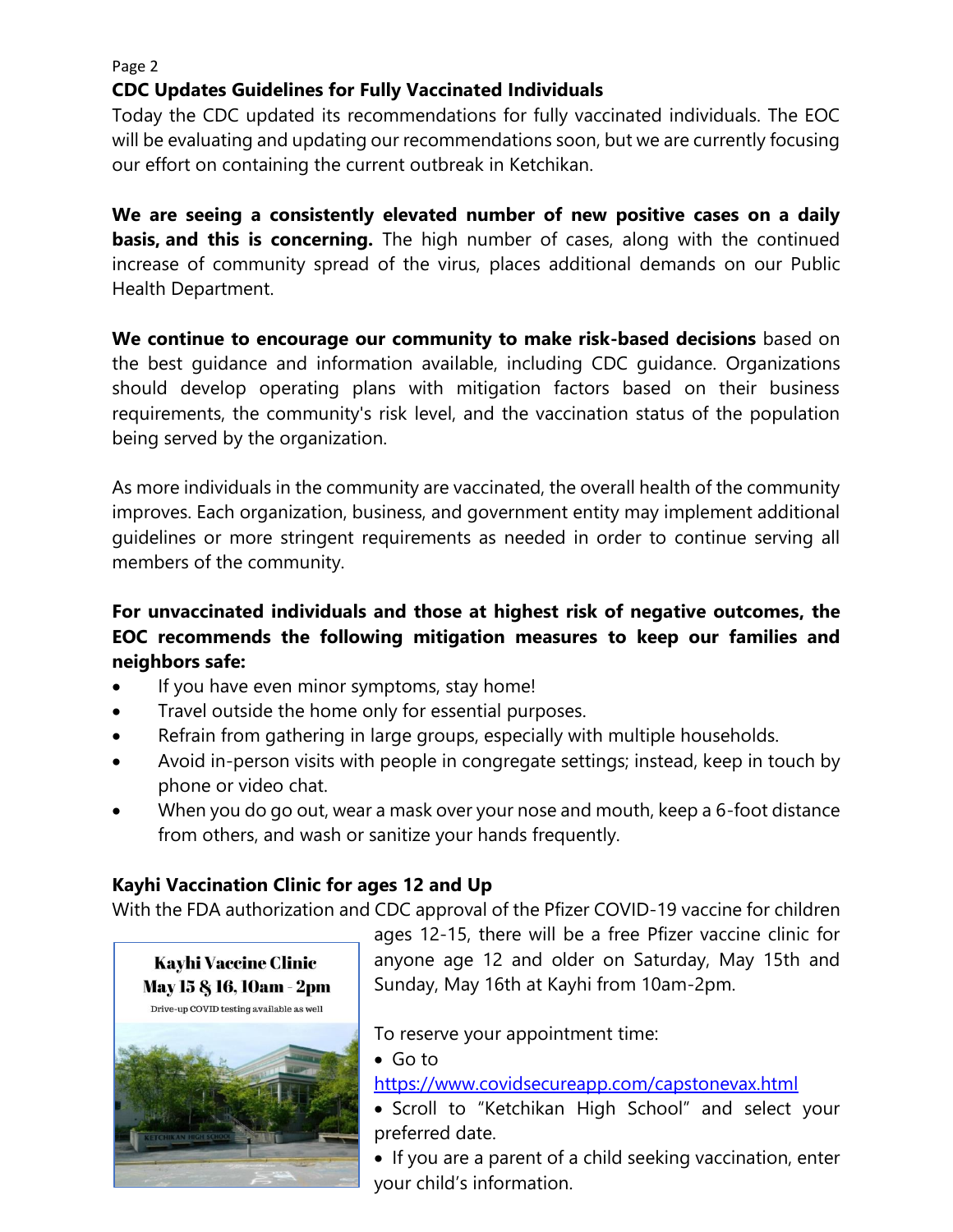## CDC Updates Guidelines for Fully Vaccinated Individuals

Today the CDC updated its recommendations for fully vaccinated individuals. The EOC will be evaluating and updating our recommendations soon, but we are currently focusing our effort on containing the current outbreak in Ketchikan.

**We are seeing a consistently elevated number of new positive cases on a daily basis, and this is concerning.** The high number of cases, along with the continued increase of community spread of the virus, places additional demands on our Public Health Department.

**We continue to encourage our community to make risk-based decisions** based on the best guidance and information available, including CDC guidance. Organizations should develop operating plans with mitigation factors based on their business requirements, the community's risk level, and the vaccination status of the population being served by the organization.

As more individuals in the community are vaccinated, the overall health of the community improves. Each organization, business, and government entity may implement additional guidelines or more stringent requirements as needed in order to continue serving all members of the community.

**For unvaccinated individuals and those at highest risk of negative outcomes, the EOC recommends the following mitigation measures to keep our families and neighbors safe:**

- If you have even minor symptoms, stay home!
- Travel outside the home only for essential purposes.
- Refrain from gathering in large groups, especially with multiple households.
- Avoid in-person visits with people in congregate settings; instead, keep in touch by phone or video chat.
- When you do go out, wear a mask over your nose and mouth, keep a 6-foot distance from others, and wash or sanitize your hands frequently.

## Kayhi Vaccination Clinic for ages 12 and Up

With the FDA authorization and CDC approval of the Pfizer COVID-19 vaccine for children ages 12-15, there will be a free Pfizer vaccine clinic for anyone age 12 and older on Saturday, May 15th and Sunday, May 16th at Kayhi from 10am-2pm.

**Kayhi Vaccine Clinic**
**May 15 & 16, 10am - 2pm**
Drive-up COVID testing available as well

To reserve your appointment time:

- Go to https://www.covidsecureapp.com/capstonevax.html
- Scroll to "Ketchikan High School" and select your preferred date.
- If you are a parent of a child seeking vaccination, enter your child's information.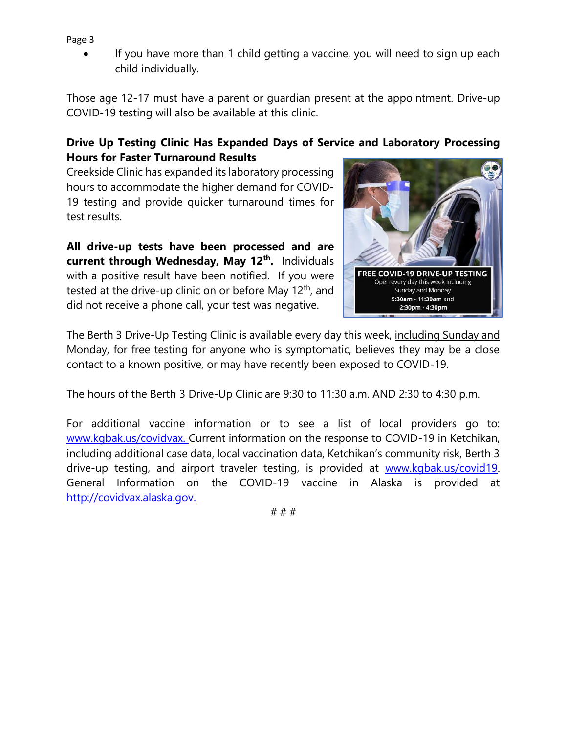- If you have more than 1 child getting a vaccine, you will need to sign up each child individually.

Those age 12-17 must have a parent or guardian present at the appointment. Drive-up COVID-19 testing will also be available at this clinic.

**Drive Up Testing Clinic Has Expanded Days of Service and Laboratory Processing Hours for Faster Turnaround Results**

Creekside Clinic has expanded its laboratory processing hours to accommodate the higher demand for COVID-19 testing and provide quicker turnaround times for test results.

**All drive-up tests have been processed and are current through Wednesday, May 12th.** Individuals with a positive result have been notified. If you were tested at the drive-up clinic on or before May 12th, and did not receive a phone call, your test was negative.

The Berth 3 Drive-Up Testing Clinic is available every day this week, including Sunday and Monday, for free testing for anyone who is symptomatic, believes they may be a close contact to a known positive, or may have recently been exposed to COVID-19.

The hours of the Berth 3 Drive-Up Clinic are 9:30 to 11:30 a.m. AND 2:30 to 4:30 p.m.

For additional vaccine information or to see a list of local providers go to: www.kgbak.us/covidvax. Current information on the response to COVID-19 in Ketchikan, including additional case data, local vaccination data, Ketchikan's community risk, Berth 3 drive-up testing, and airport traveler testing, is provided at www.kgbak.us/covid19. General Information on the COVID-19 vaccine in Alaska is provided at http://covidvax.alaska.gov.

# # #